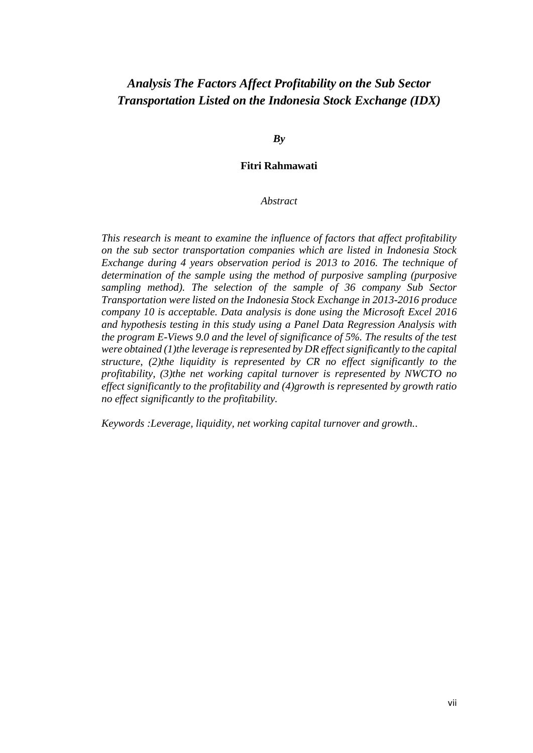# *Analysis The Factors Affect Profitability on the Sub Sector Transportation Listed on the Indonesia Stock Exchange (IDX)*

***By***

**Fitri Rahmawati**

*Abstract*

*This research is meant to examine the influence of factors that affect profitability on the sub sector transportation companies which are listed in Indonesia Stock Exchange during 4 years observation period is 2013 to 2016. The technique of determination of the sample using the method of purposive sampling (purposive sampling method). The selection of the sample of 36 company Sub Sector Transportation were listed on the Indonesia Stock Exchange in 2013-2016 produce company 10 is acceptable. Data analysis is done using the Microsoft Excel 2016 and hypothesis testing in this study using a Panel Data Regression Analysis with the program E-Views 9.0 and the level of significance of 5%. The results of the test were obtained (1)the leverage is represented by DR effect significantly to the capital structure, (2)the liquidity is represented by CR no effect significantly to the profitability, (3)the net working capital turnover is represented by NWCTO no effect significantly to the profitability and (4)growth is represented by growth ratio no effect significantly to the profitability.*

*Keywords :Leverage, liquidity, net working capital turnover and growth..*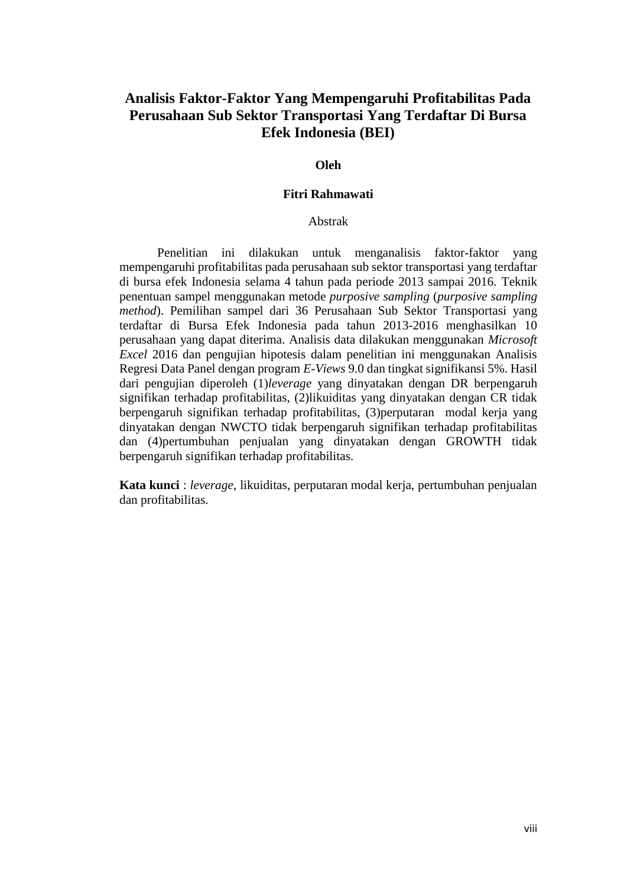# Analisis Faktor-Faktor Yang Mempengaruhi Profitabilitas Pada Perusahaan Sub Sektor Transportasi Yang Terdaftar Di Bursa Efek Indonesia (BEI)

**Oleh**

**Fitri Rahmawati**

Abstrak

Penelitian ini dilakukan untuk menganalisis faktor-faktor yang mempengaruhi profitabilitas pada perusahaan sub sektor transportasi yang terdaftar di bursa efek Indonesia selama 4 tahun pada periode 2013 sampai 2016. Teknik penentuan sampel menggunakan metode *purposive sampling* (*purposive sampling method*). Pemilihan sampel dari 36 Perusahaan Sub Sektor Transportasi yang terdaftar di Bursa Efek Indonesia pada tahun 2013-2016 menghasilkan 10 perusahaan yang dapat diterima. Analisis data dilakukan menggunakan *Microsoft Excel* 2016 dan pengujian hipotesis dalam penelitian ini menggunakan Analisis Regresi Data Panel dengan program *E-Views* 9.0 dan tingkat signifikansi 5%. Hasil dari pengujian diperoleh (1)*leverage* yang dinyatakan dengan DR berpengaruh signifikan terhadap profitabilitas, (2)likuiditas yang dinyatakan dengan CR tidak berpengaruh signifikan terhadap profitabilitas, (3)perputaran modal kerja yang dinyatakan dengan NWCTO tidak berpengaruh signifikan terhadap profitabilitas dan (4)pertumbuhan penjualan yang dinyatakan dengan GROWTH tidak berpengaruh signifikan terhadap profitabilitas.

**Kata kunci** : *leverage*, likuiditas, perputaran modal kerja, pertumbuhan penjualan dan profitabilitas.